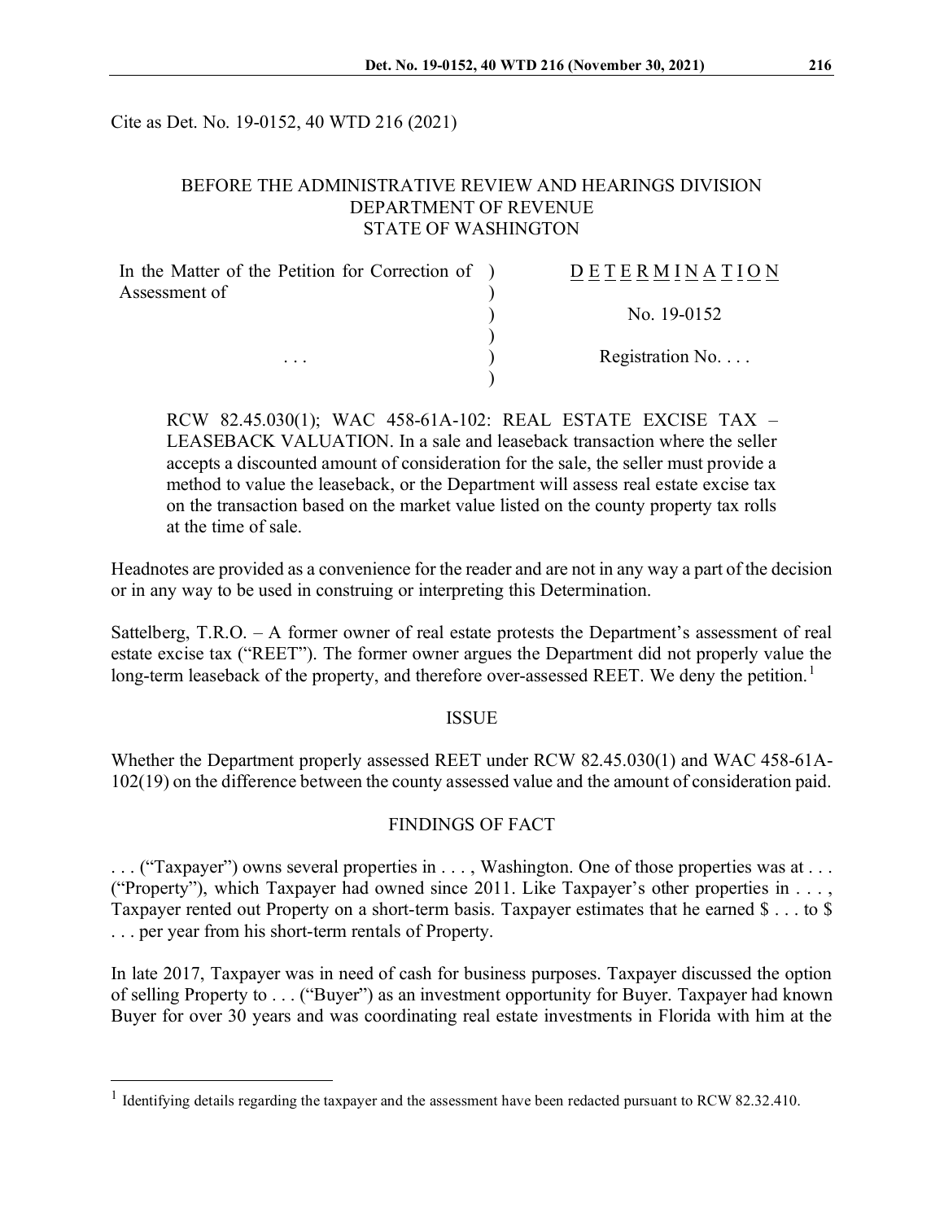Cite as Det. No. 19-0152, 40 WTD 216 (2021)

BEFORE THE ADMINISTRATIVE REVIEW AND HEARINGS DIVISION
DEPARTMENT OF REVENUE
STATE OF WASHINGTON

| | |
|---|---|
| In the Matter of the Petition for Correction of Assessment of | D E T E R M I N A T I O N |
| | No. 19-0152 |
| . . . | Registration No. . . . |

RCW 82.45.030(1); WAC 458-61A-102: REAL ESTATE EXCISE TAX – LEASEBACK VALUATION. In a sale and leaseback transaction where the seller accepts a discounted amount of consideration for the sale, the seller must provide a method to value the leaseback, or the Department will assess real estate excise tax on the transaction based on the market value listed on the county property tax rolls at the time of sale.

Headnotes are provided as a convenience for the reader and are not in any way a part of the decision or in any way to be used in construing or interpreting this Determination.

Sattelberg, T.R.O. – A former owner of real estate protests the Department's assessment of real estate excise tax ("REET"). The former owner argues the Department did not properly value the long-term leaseback of the property, and therefore over-assessed REET. We deny the petition.[1]

## ISSUE

Whether the Department properly assessed REET under RCW 82.45.030(1) and WAC 458-61A-102(19) on the difference between the county assessed value and the amount of consideration paid.

## FINDINGS OF FACT

. . . ("Taxpayer") owns several properties in . . . , Washington. One of those properties was at . . . ("Property"), which Taxpayer had owned since 2011. Like Taxpayer's other properties in . . . , Taxpayer rented out Property on a short-term basis. Taxpayer estimates that he earned $ . . . to $ . . . per year from his short-term rentals of Property.

In late 2017, Taxpayer was in need of cash for business purposes. Taxpayer discussed the option of selling Property to . . . ("Buyer") as an investment opportunity for Buyer. Taxpayer had known Buyer for over 30 years and was coordinating real estate investments in Florida with him at the

[1] Identifying details regarding the taxpayer and the assessment have been redacted pursuant to RCW 82.32.410.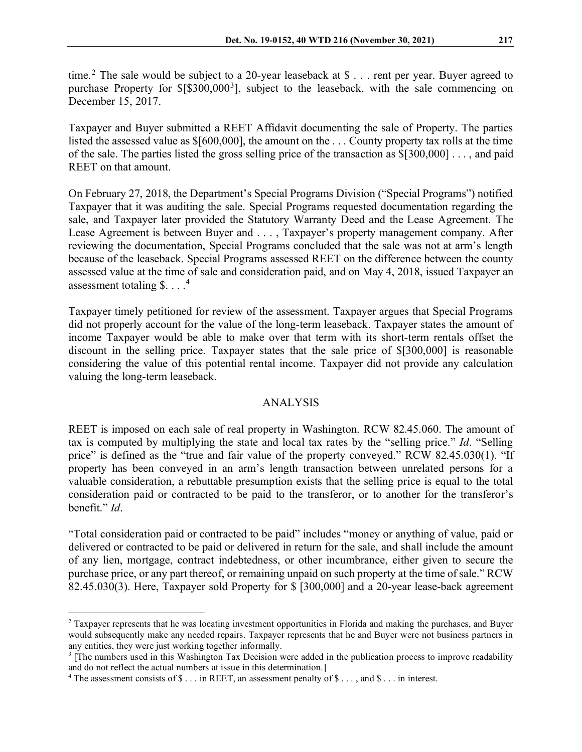time.[2] The sale would be subject to a 20-year leaseback at $ . . . rent per year. Buyer agreed to purchase Property for $[$300,000[3]], subject to the leaseback, with the sale commencing on December 15, 2017.

Taxpayer and Buyer submitted a REET Affidavit documenting the sale of Property. The parties listed the assessed value as $[600,000], the amount on the . . . County property tax rolls at the time of the sale. The parties listed the gross selling price of the transaction as $[300,000] . . . , and paid REET on that amount.

On February 27, 2018, the Department's Special Programs Division ("Special Programs") notified Taxpayer that it was auditing the sale. Special Programs requested documentation regarding the sale, and Taxpayer later provided the Statutory Warranty Deed and the Lease Agreement. The Lease Agreement is between Buyer and . . . , Taxpayer's property management company. After reviewing the documentation, Special Programs concluded that the sale was not at arm's length because of the leaseback. Special Programs assessed REET on the difference between the county assessed value at the time of sale and consideration paid, and on May 4, 2018, issued Taxpayer an assessment totaling $. . . .[4]

Taxpayer timely petitioned for review of the assessment. Taxpayer argues that Special Programs did not properly account for the value of the long-term leaseback. Taxpayer states the amount of income Taxpayer would be able to make over that term with its short-term rentals offset the discount in the selling price. Taxpayer states that the sale price of $[300,000] is reasonable considering the value of this potential rental income. Taxpayer did not provide any calculation valuing the long-term leaseback.

## ANALYSIS

REET is imposed on each sale of real property in Washington. RCW 82.45.060. The amount of tax is computed by multiplying the state and local tax rates by the "selling price." *Id*. "Selling price" is defined as the "true and fair value of the property conveyed." RCW 82.45.030(1). "If property has been conveyed in an arm's length transaction between unrelated persons for a valuable consideration, a rebuttable presumption exists that the selling price is equal to the total consideration paid or contracted to be paid to the transferor, or to another for the transferor's benefit." *Id*.

"Total consideration paid or contracted to be paid" includes "money or anything of value, paid or delivered or contracted to be paid or delivered in return for the sale, and shall include the amount of any lien, mortgage, contract indebtedness, or other incumbrance, either given to secure the purchase price, or any part thereof, or remaining unpaid on such property at the time of sale." RCW 82.45.030(3). Here, Taxpayer sold Property for $ [300,000] and a 20-year lease-back agreement

---

[2] Taxpayer represents that he was locating investment opportunities in Florida and making the purchases, and Buyer would subsequently make any needed repairs. Taxpayer represents that he and Buyer were not business partners in any entities, they were just working together informally.

[3] [The numbers used in this Washington Tax Decision were added in the publication process to improve readability and do not reflect the actual numbers at issue in this determination.]

[4] The assessment consists of $ . . . in REET, an assessment penalty of $ . . . , and $ . . . in interest.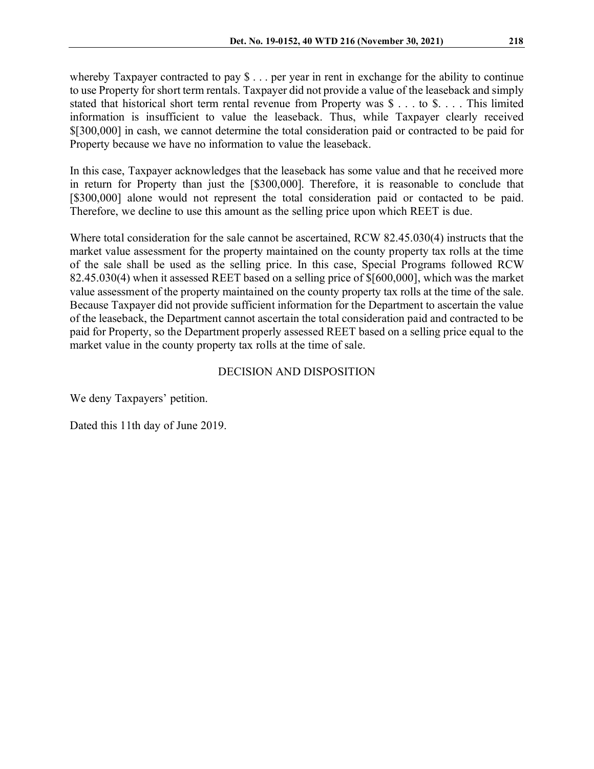whereby Taxpayer contracted to pay $ . . . per year in rent in exchange for the ability to continue to use Property for short term rentals. Taxpayer did not provide a value of the leaseback and simply stated that historical short term rental revenue from Property was $ . . . to $. . . . This limited information is insufficient to value the leaseback. Thus, while Taxpayer clearly received $[300,000] in cash, we cannot determine the total consideration paid or contracted to be paid for Property because we have no information to value the leaseback.

In this case, Taxpayer acknowledges that the leaseback has some value and that he received more in return for Property than just the [$300,000]. Therefore, it is reasonable to conclude that [$300,000] alone would not represent the total consideration paid or contacted to be paid. Therefore, we decline to use this amount as the selling price upon which REET is due.

Where total consideration for the sale cannot be ascertained, RCW 82.45.030(4) instructs that the market value assessment for the property maintained on the county property tax rolls at the time of the sale shall be used as the selling price. In this case, Special Programs followed RCW 82.45.030(4) when it assessed REET based on a selling price of $[600,000], which was the market value assessment of the property maintained on the county property tax rolls at the time of the sale. Because Taxpayer did not provide sufficient information for the Department to ascertain the value of the leaseback, the Department cannot ascertain the total consideration paid and contracted to be paid for Property, so the Department properly assessed REET based on a selling price equal to the market value in the county property tax rolls at the time of sale.

## DECISION AND DISPOSITION

We deny Taxpayers' petition.

Dated this 11th day of June 2019.